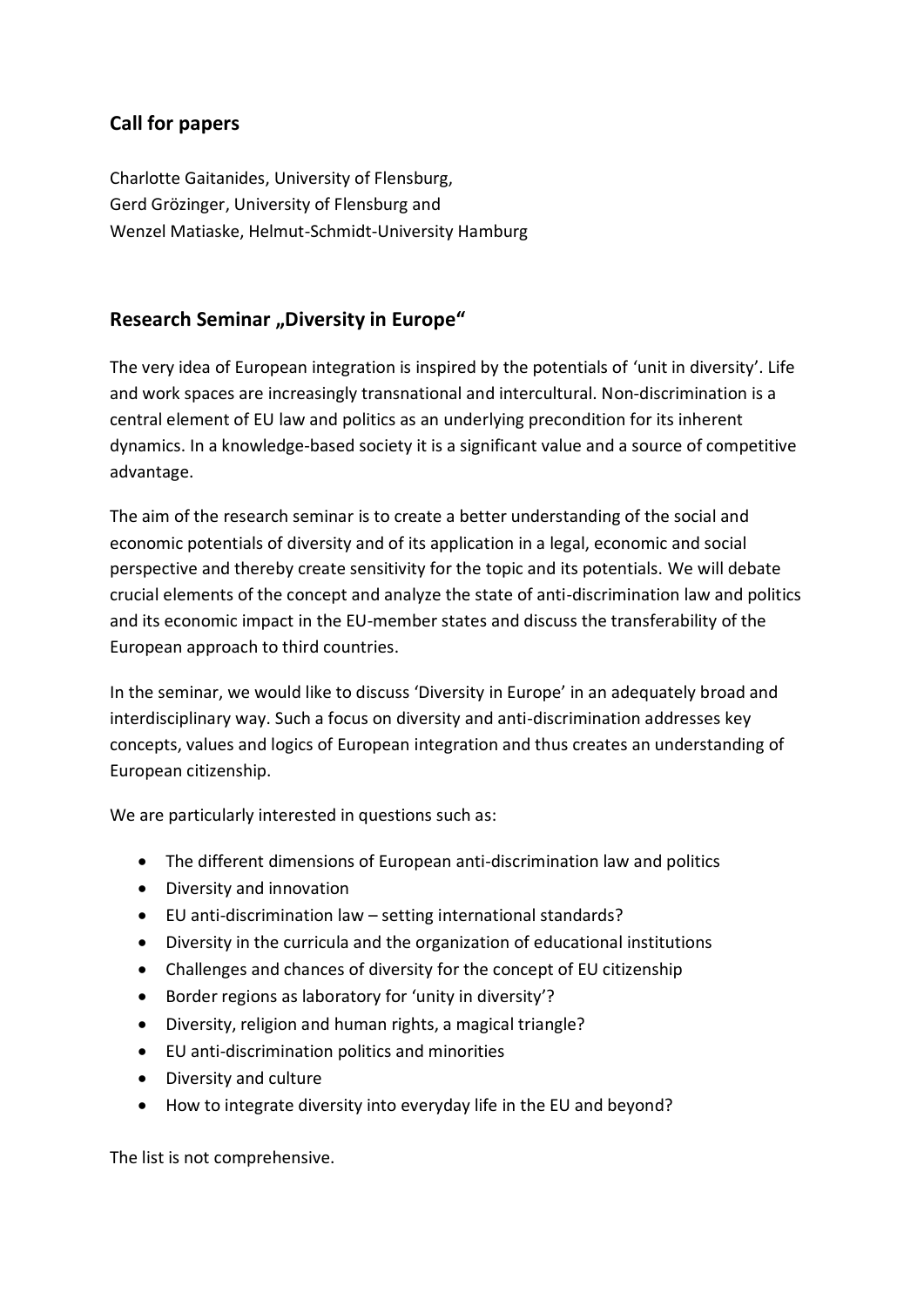## Call for papers

Charlotte Gaitanides, University of Flensburg,  
Gerd Grözinger, University of Flensburg and  
Wenzel Matiaske, Helmut-Schmidt-University Hamburg

## Research Seminar „Diversity in Europe“

The very idea of European integration is inspired by the potentials of 'unit in diversity'. Life and work spaces are increasingly transnational and intercultural. Non-discrimination is a central element of EU law and politics as an underlying precondition for its inherent dynamics. In a knowledge-based society it is a significant value and a source of competitive advantage.

The aim of the research seminar is to create a better understanding of the social and economic potentials of diversity and of its application in a legal, economic and social perspective and thereby create sensitivity for the topic and its potentials. We will debate crucial elements of the concept and analyze the state of anti-discrimination law and politics and its economic impact in the EU-member states and discuss the transferability of the European approach to third countries.

In the seminar, we would like to discuss 'Diversity in Europe' in an adequately broad and interdisciplinary way. Such a focus on diversity and anti-discrimination addresses key concepts, values and logics of European integration and thus creates an understanding of European citizenship.

We are particularly interested in questions such as:

- The different dimensions of European anti-discrimination law and politics
- Diversity and innovation
- EU anti-discrimination law – setting international standards?
- Diversity in the curricula and the organization of educational institutions
- Challenges and chances of diversity for the concept of EU citizenship
- Border regions as laboratory for 'unity in diversity'?
- Diversity, religion and human rights, a magical triangle?
- EU anti-discrimination politics and minorities
- Diversity and culture
- How to integrate diversity into everyday life in the EU and beyond?

The list is not comprehensive.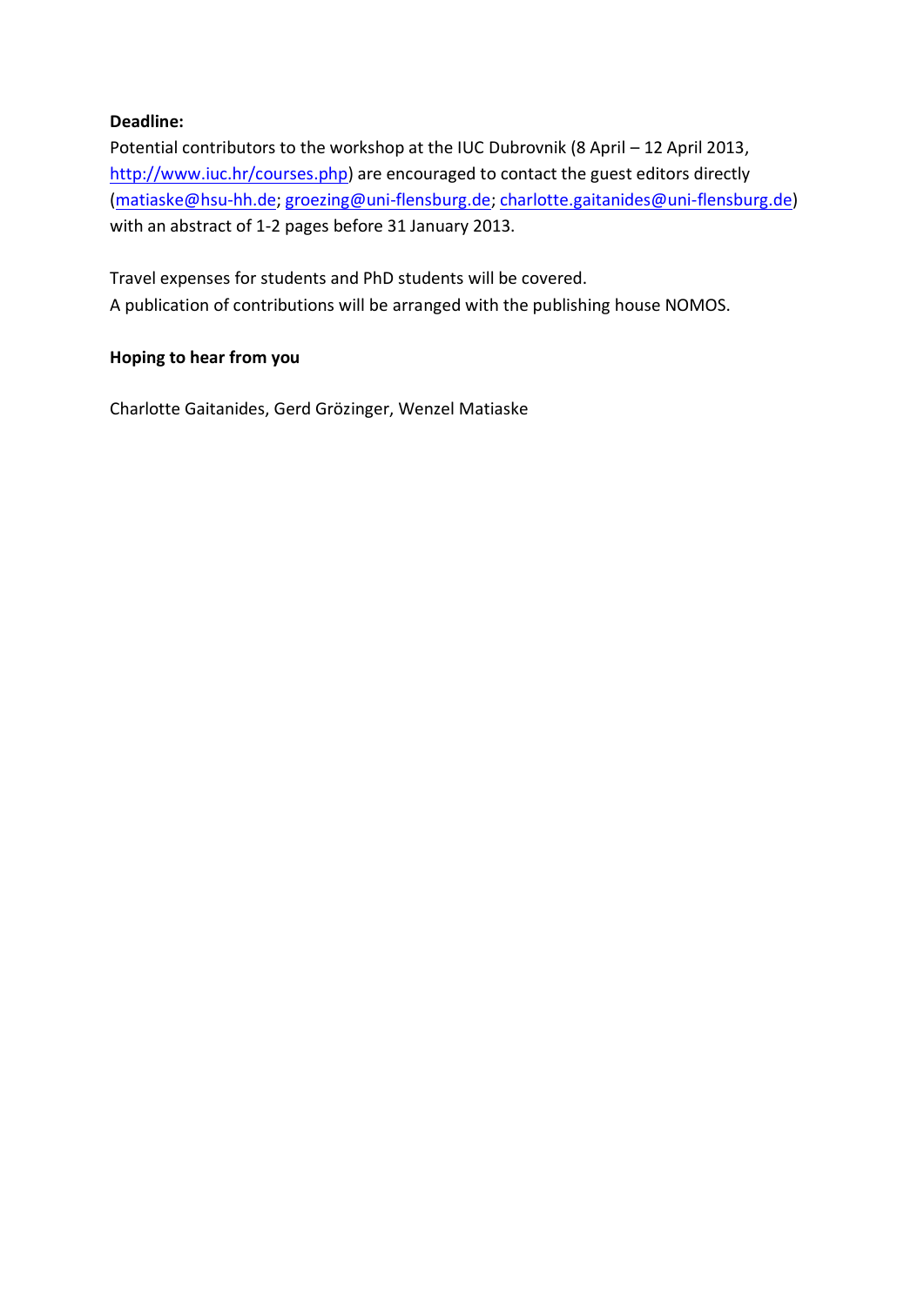**Deadline:**

Potential contributors to the workshop at the IUC Dubrovnik (8 April – 12 April 2013, http://www.iuc.hr/courses.php) are encouraged to contact the guest editors directly (matiaske@hsu-hh.de; groezing@uni-flensburg.de; charlotte.gaitanides@uni-flensburg.de) with an abstract of 1-2 pages before 31 January 2013.

Travel expenses for students and PhD students will be covered.
A publication of contributions will be arranged with the publishing house NOMOS.

**Hoping to hear from you**

Charlotte Gaitanides, Gerd Grözinger, Wenzel Matiaske